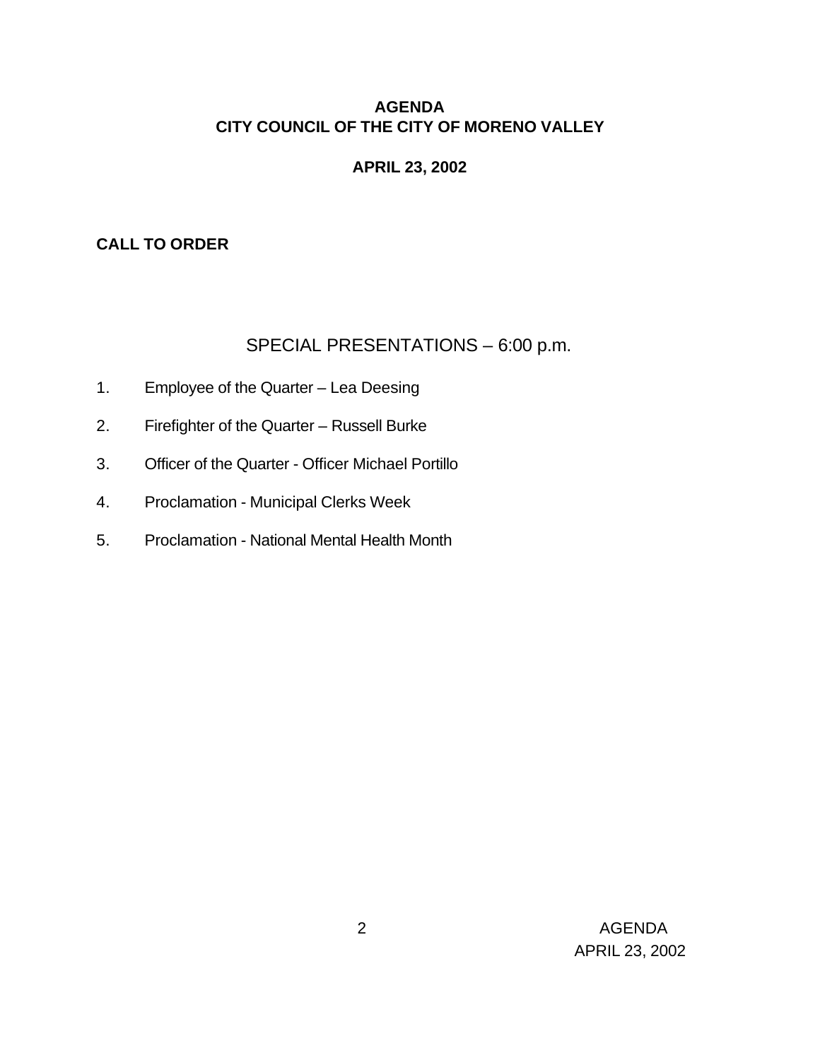# AGENDA
# CITY COUNCIL OF THE CITY OF MORENO VALLEY

## APRIL 23, 2002

**CALL TO ORDER**

## SPECIAL PRESENTATIONS – 6:00 p.m.

1. Employee of the Quarter – Lea Deesing
2. Firefighter of the Quarter – Russell Burke
3. Officer of the Quarter - Officer Michael Portillo
4. Proclamation - Municipal Clerks Week
5. Proclamation - National Mental Health Month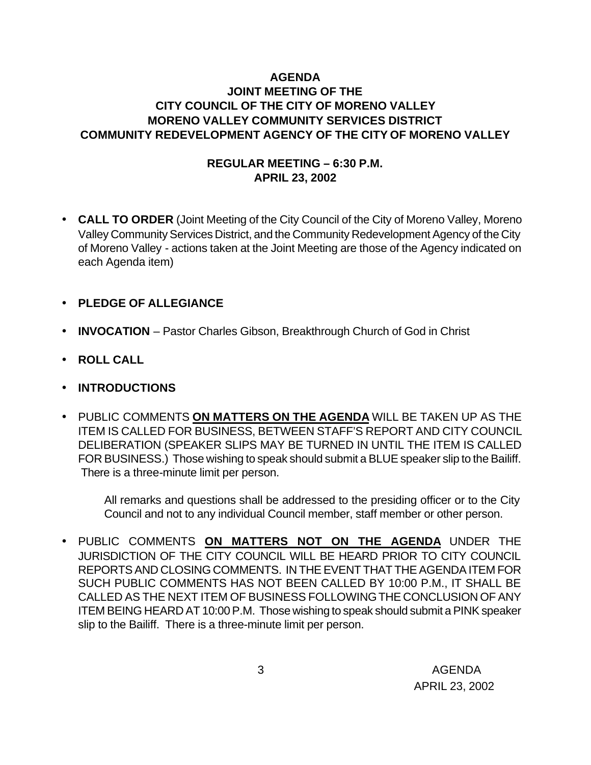**AGENDA**
**JOINT MEETING OF THE**
**CITY COUNCIL OF THE CITY OF MORENO VALLEY**
**MORENO VALLEY COMMUNITY SERVICES DISTRICT**
**COMMUNITY REDEVELOPMENT AGENCY OF THE CITY OF MORENO VALLEY**

**REGULAR MEETING – 6:30 P.M.**
**APRIL 23, 2002**

- **CALL TO ORDER** (Joint Meeting of the City Council of the City of Moreno Valley, Moreno Valley Community Services District, and the Community Redevelopment Agency of the City of Moreno Valley - actions taken at the Joint Meeting are those of the Agency indicated on each Agenda item)
- **PLEDGE OF ALLEGIANCE**
- **INVOCATION** – Pastor Charles Gibson, Breakthrough Church of God in Christ
- **ROLL CALL**
- **INTRODUCTIONS**
- PUBLIC COMMENTS **ON MATTERS ON THE AGENDA** WILL BE TAKEN UP AS THE ITEM IS CALLED FOR BUSINESS, BETWEEN STAFF'S REPORT AND CITY COUNCIL DELIBERATION (SPEAKER SLIPS MAY BE TURNED IN UNTIL THE ITEM IS CALLED FOR BUSINESS.) Those wishing to speak should submit a BLUE speaker slip to the Bailiff. There is a three-minute limit per person.

  All remarks and questions shall be addressed to the presiding officer or to the City Council and not to any individual Council member, staff member or other person.

- PUBLIC COMMENTS **ON MATTERS NOT ON THE AGENDA** UNDER THE JURISDICTION OF THE CITY COUNCIL WILL BE HEARD PRIOR TO CITY COUNCIL REPORTS AND CLOSING COMMENTS. IN THE EVENT THAT THE AGENDA ITEM FOR SUCH PUBLIC COMMENTS HAS NOT BEEN CALLED BY 10:00 P.M., IT SHALL BE CALLED AS THE NEXT ITEM OF BUSINESS FOLLOWING THE CONCLUSION OF ANY ITEM BEING HEARD AT 10:00 P.M. Those wishing to speak should submit a PINK speaker slip to the Bailiff. There is a three-minute limit per person.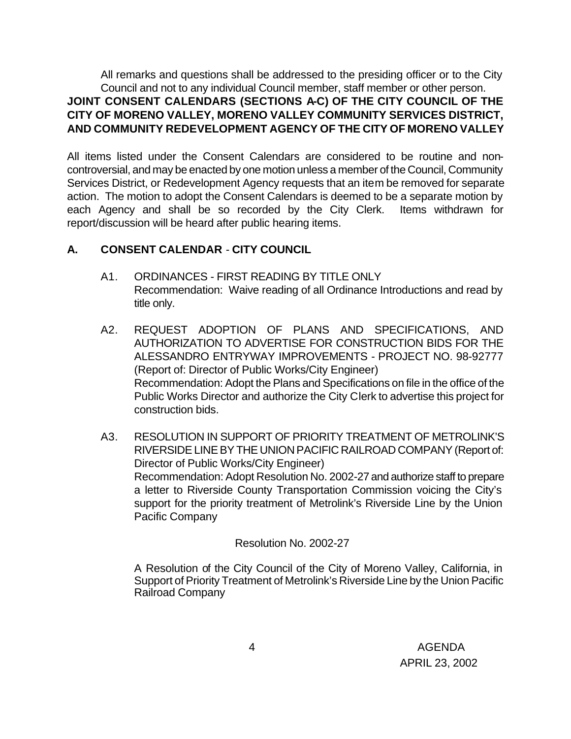All remarks and questions shall be addressed to the presiding officer or to the City Council and not to any individual Council member, staff member or other person.

**JOINT CONSENT CALENDARS (SECTIONS A-C) OF THE CITY COUNCIL OF THE CITY OF MORENO VALLEY, MORENO VALLEY COMMUNITY SERVICES DISTRICT, AND COMMUNITY REDEVELOPMENT AGENCY OF THE CITY OF MORENO VALLEY**

All items listed under the Consent Calendars are considered to be routine and non-controversial, and may be enacted by one motion unless a member of the Council, Community Services District, or Redevelopment Agency requests that an item be removed for separate action. The motion to adopt the Consent Calendars is deemed to be a separate motion by each Agency and shall be so recorded by the City Clerk. Items withdrawn for report/discussion will be heard after public hearing items.

## A. CONSENT CALENDAR - CITY COUNCIL

A1. ORDINANCES - FIRST READING BY TITLE ONLY
Recommendation: Waive reading of all Ordinance Introductions and read by title only.

A2. REQUEST ADOPTION OF PLANS AND SPECIFICATIONS, AND AUTHORIZATION TO ADVERTISE FOR CONSTRUCTION BIDS FOR THE ALESSANDRO ENTRYWAY IMPROVEMENTS - PROJECT NO. 98-92777 (Report of: Director of Public Works/City Engineer)
Recommendation: Adopt the Plans and Specifications on file in the office of the Public Works Director and authorize the City Clerk to advertise this project for construction bids.

A3. RESOLUTION IN SUPPORT OF PRIORITY TREATMENT OF METROLINK'S RIVERSIDE LINE BY THE UNION PACIFIC RAILROAD COMPANY (Report of: Director of Public Works/City Engineer)
Recommendation: Adopt Resolution No. 2002-27 and authorize staff to prepare a letter to Riverside County Transportation Commission voicing the City's support for the priority treatment of Metrolink's Riverside Line by the Union Pacific Company

Resolution No. 2002-27

A Resolution of the City Council of the City of Moreno Valley, California, in Support of Priority Treatment of Metrolink's Riverside Line by the Union Pacific Railroad Company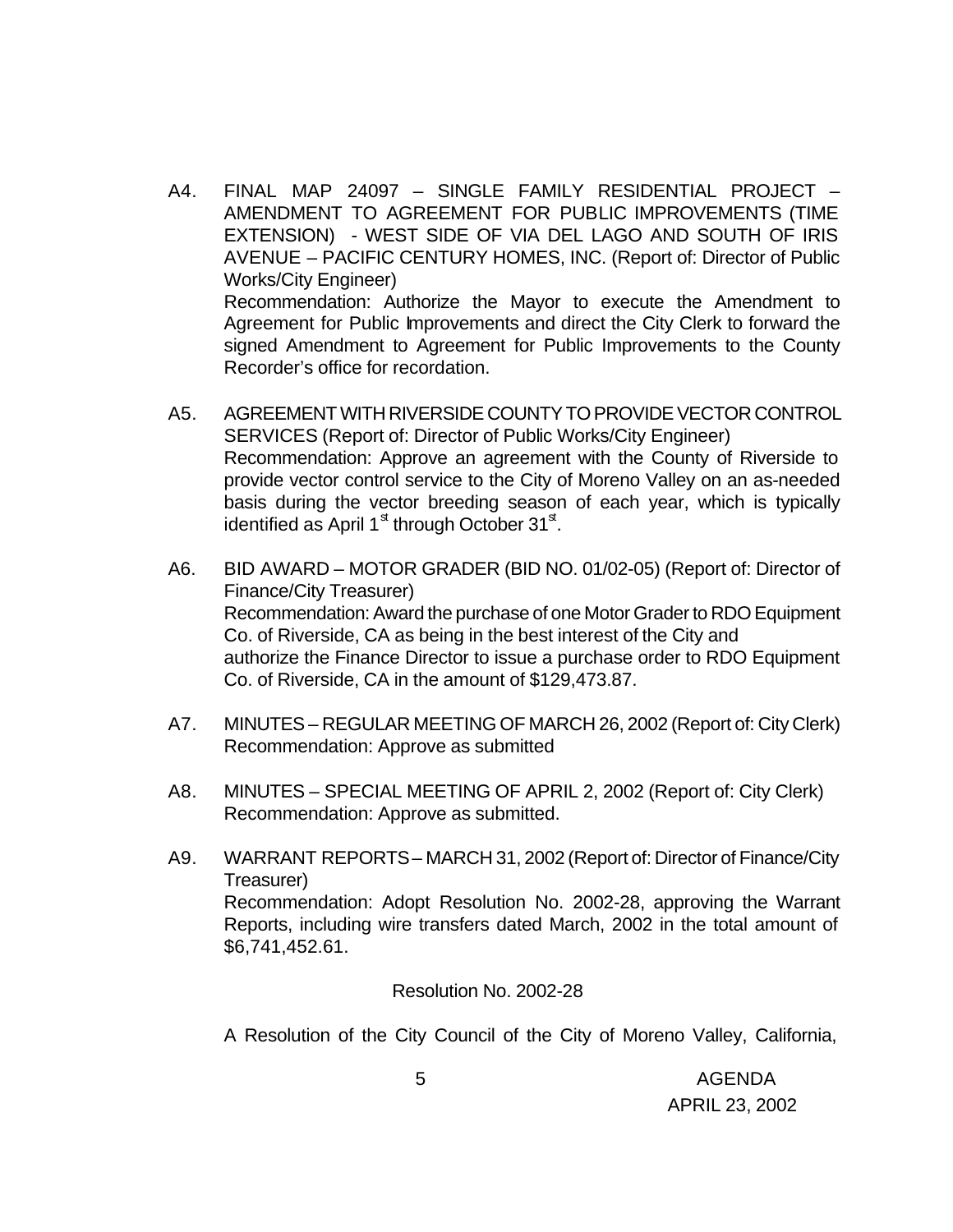A4. FINAL MAP 24097 – SINGLE FAMILY RESIDENTIAL PROJECT – AMENDMENT TO AGREEMENT FOR PUBLIC IMPROVEMENTS (TIME EXTENSION) - WEST SIDE OF VIA DEL LAGO AND SOUTH OF IRIS AVENUE – PACIFIC CENTURY HOMES, INC. (Report of: Director of Public Works/City Engineer)
Recommendation: Authorize the Mayor to execute the Amendment to Agreement for Public Improvements and direct the City Clerk to forward the signed Amendment to Agreement for Public Improvements to the County Recorder's office for recordation.

A5. AGREEMENT WITH RIVERSIDE COUNTY TO PROVIDE VECTOR CONTROL SERVICES (Report of: Director of Public Works/City Engineer)
Recommendation: Approve an agreement with the County of Riverside to provide vector control service to the City of Moreno Valley on an as-needed basis during the vector breeding season of each year, which is typically identified as April 1st through October 31st.

A6. BID AWARD – MOTOR GRADER (BID NO. 01/02-05) (Report of: Director of Finance/City Treasurer)
Recommendation: Award the purchase of one Motor Grader to RDO Equipment Co. of Riverside, CA as being in the best interest of the City and authorize the Finance Director to issue a purchase order to RDO Equipment Co. of Riverside, CA in the amount of $129,473.87.

A7. MINUTES – REGULAR MEETING OF MARCH 26, 2002 (Report of: City Clerk)
Recommendation: Approve as submitted

A8. MINUTES – SPECIAL MEETING OF APRIL 2, 2002 (Report of: City Clerk)
Recommendation: Approve as submitted.

A9. WARRANT REPORTS – MARCH 31, 2002 (Report of: Director of Finance/City Treasurer)
Recommendation: Adopt Resolution No. 2002-28, approving the Warrant Reports, including wire transfers dated March, 2002 in the total amount of $6,741,452.61.

Resolution No. 2002-28

A Resolution of the City Council of the City of Moreno Valley, California,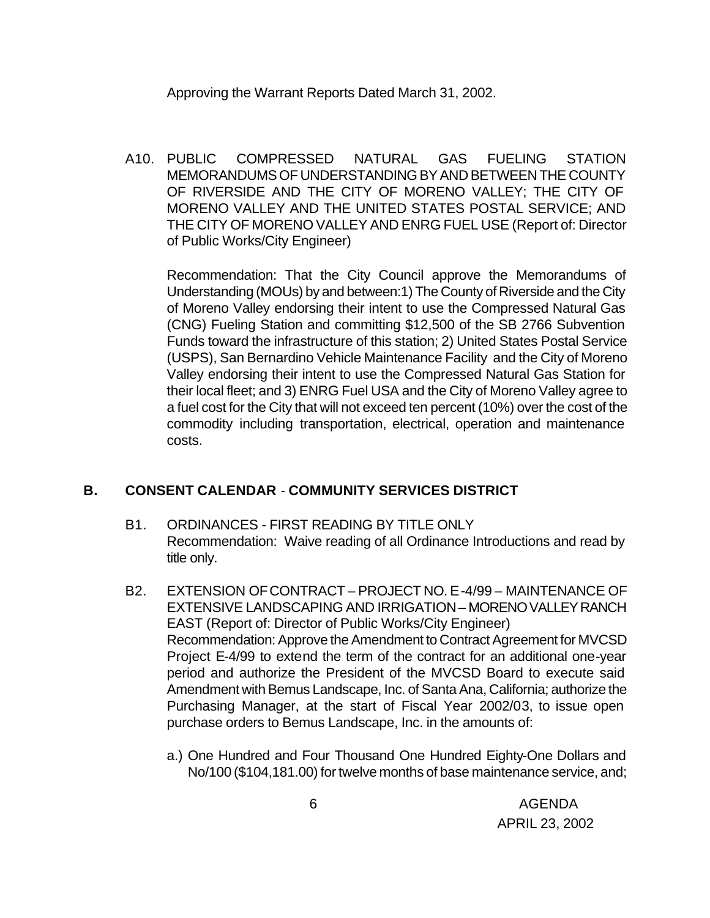Approving the Warrant Reports Dated March 31, 2002.

A10. PUBLIC COMPRESSED NATURAL GAS FUELING STATION MEMORANDUMS OF UNDERSTANDING BY AND BETWEEN THE COUNTY OF RIVERSIDE AND THE CITY OF MORENO VALLEY; THE CITY OF MORENO VALLEY AND THE UNITED STATES POSTAL SERVICE; AND THE CITY OF MORENO VALLEY AND ENRG FUEL USE (Report of: Director of Public Works/City Engineer)

Recommendation: That the City Council approve the Memorandums of Understanding (MOUs) by and between:1) The County of Riverside and the City of Moreno Valley endorsing their intent to use the Compressed Natural Gas (CNG) Fueling Station and committing $12,500 of the SB 2766 Subvention Funds toward the infrastructure of this station; 2) United States Postal Service (USPS), San Bernardino Vehicle Maintenance Facility and the City of Moreno Valley endorsing their intent to use the Compressed Natural Gas Station for their local fleet; and 3) ENRG Fuel USA and the City of Moreno Valley agree to a fuel cost for the City that will not exceed ten percent (10%) over the cost of the commodity including transportation, electrical, operation and maintenance costs.

## B. CONSENT CALENDAR - COMMUNITY SERVICES DISTRICT

B1. ORDINANCES - FIRST READING BY TITLE ONLY
Recommendation: Waive reading of all Ordinance Introductions and read by title only.

B2. EXTENSION OF CONTRACT – PROJECT NO. E-4/99 – MAINTENANCE OF EXTENSIVE LANDSCAPING AND IRRIGATION – MORENO VALLEY RANCH EAST (Report of: Director of Public Works/City Engineer)
Recommendation: Approve the Amendment to Contract Agreement for MVCSD Project E-4/99 to extend the term of the contract for an additional one-year period and authorize the President of the MVCSD Board to execute said Amendment with Bemus Landscape, Inc. of Santa Ana, California; authorize the Purchasing Manager, at the start of Fiscal Year 2002/03, to issue open purchase orders to Bemus Landscape, Inc. in the amounts of:

a.) One Hundred and Four Thousand One Hundred Eighty-One Dollars and No/100 ($104,181.00) for twelve months of base maintenance service, and;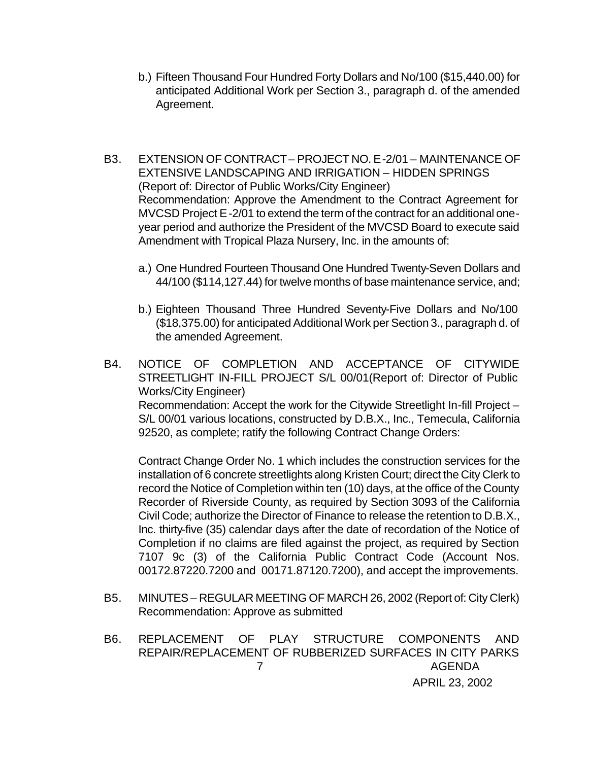b.) Fifteen Thousand Four Hundred Forty Dollars and No/100 ($15,440.00) for anticipated Additional Work per Section 3., paragraph d. of the amended Agreement.

B3. EXTENSION OF CONTRACT – PROJECT NO. E-2/01 – MAINTENANCE OF EXTENSIVE LANDSCAPING AND IRRIGATION – HIDDEN SPRINGS (Report of: Director of Public Works/City Engineer)
Recommendation: Approve the Amendment to the Contract Agreement for MVCSD Project E-2/01 to extend the term of the contract for an additional one-year period and authorize the President of the MVCSD Board to execute said Amendment with Tropical Plaza Nursery, Inc. in the amounts of:

a.) One Hundred Fourteen Thousand One Hundred Twenty-Seven Dollars and 44/100 ($114,127.44) for twelve months of base maintenance service, and;

b.) Eighteen Thousand Three Hundred Seventy-Five Dollars and No/100 ($18,375.00) for anticipated Additional Work per Section 3., paragraph d. of the amended Agreement.

B4. NOTICE OF COMPLETION AND ACCEPTANCE OF CITYWIDE STREETLIGHT IN-FILL PROJECT S/L 00/01(Report of: Director of Public Works/City Engineer)
Recommendation: Accept the work for the Citywide Streetlight In-fill Project – S/L 00/01 various locations, constructed by D.B.X., Inc., Temecula, California 92520, as complete; ratify the following Contract Change Orders:

Contract Change Order No. 1 which includes the construction services for the installation of 6 concrete streetlights along Kristen Court; direct the City Clerk to record the Notice of Completion within ten (10) days, at the office of the County Recorder of Riverside County, as required by Section 3093 of the California Civil Code; authorize the Director of Finance to release the retention to D.B.X., Inc. thirty-five (35) calendar days after the date of recordation of the Notice of Completion if no claims are filed against the project, as required by Section 7107 9c (3) of the California Public Contract Code (Account Nos. 00172.87220.7200 and 00171.87120.7200), and accept the improvements.

B5. MINUTES – REGULAR MEETING OF MARCH 26, 2002 (Report of: City Clerk)
Recommendation: Approve as submitted

B6. REPLACEMENT OF PLAY STRUCTURE COMPONENTS AND REPAIR/REPLACEMENT OF RUBBERIZED SURFACES IN CITY PARKS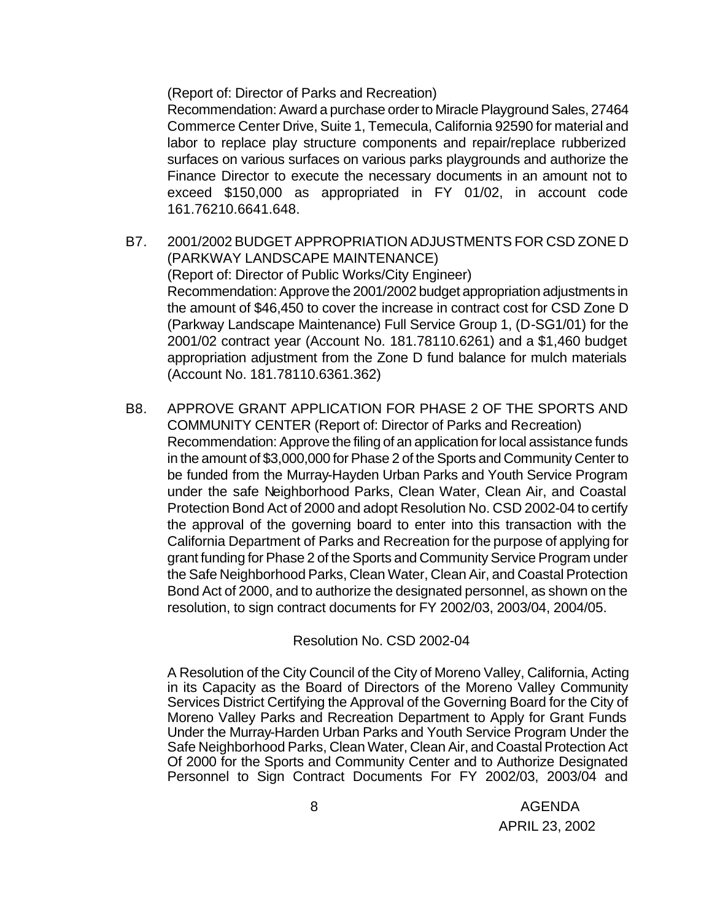(Report of: Director of Parks and Recreation)
Recommendation: Award a purchase order to Miracle Playground Sales, 27464 Commerce Center Drive, Suite 1, Temecula, California 92590 for material and labor to replace play structure components and repair/replace rubberized surfaces on various surfaces on various parks playgrounds and authorize the Finance Director to execute the necessary documents in an amount not to exceed $150,000 as appropriated in FY 01/02, in account code 161.76210.6641.648.

B7. 2001/2002 BUDGET APPROPRIATION ADJUSTMENTS FOR CSD ZONE D (PARKWAY LANDSCAPE MAINTENANCE)
(Report of: Director of Public Works/City Engineer)
Recommendation: Approve the 2001/2002 budget appropriation adjustments in the amount of $46,450 to cover the increase in contract cost for CSD Zone D (Parkway Landscape Maintenance) Full Service Group 1, (D-SG1/01) for the 2001/02 contract year (Account No. 181.78110.6261) and a $1,460 budget appropriation adjustment from the Zone D fund balance for mulch materials (Account No. 181.78110.6361.362)

B8. APPROVE GRANT APPLICATION FOR PHASE 2 OF THE SPORTS AND COMMUNITY CENTER (Report of: Director of Parks and Recreation)
Recommendation: Approve the filing of an application for local assistance funds in the amount of $3,000,000 for Phase 2 of the Sports and Community Center to be funded from the Murray-Hayden Urban Parks and Youth Service Program under the safe Neighborhood Parks, Clean Water, Clean Air, and Coastal Protection Bond Act of 2000 and adopt Resolution No. CSD 2002-04 to certify the approval of the governing board to enter into this transaction with the California Department of Parks and Recreation for the purpose of applying for grant funding for Phase 2 of the Sports and Community Service Program under the Safe Neighborhood Parks, Clean Water, Clean Air, and Coastal Protection Bond Act of 2000, and to authorize the designated personnel, as shown on the resolution, to sign contract documents for FY 2002/03, 2003/04, 2004/05.

Resolution No. CSD 2002-04

A Resolution of the City Council of the City of Moreno Valley, California, Acting in its Capacity as the Board of Directors of the Moreno Valley Community Services District Certifying the Approval of the Governing Board for the City of Moreno Valley Parks and Recreation Department to Apply for Grant Funds Under the Murray-Harden Urban Parks and Youth Service Program Under the Safe Neighborhood Parks, Clean Water, Clean Air, and Coastal Protection Act Of 2000 for the Sports and Community Center and to Authorize Designated Personnel to Sign Contract Documents For FY 2002/03, 2003/04 and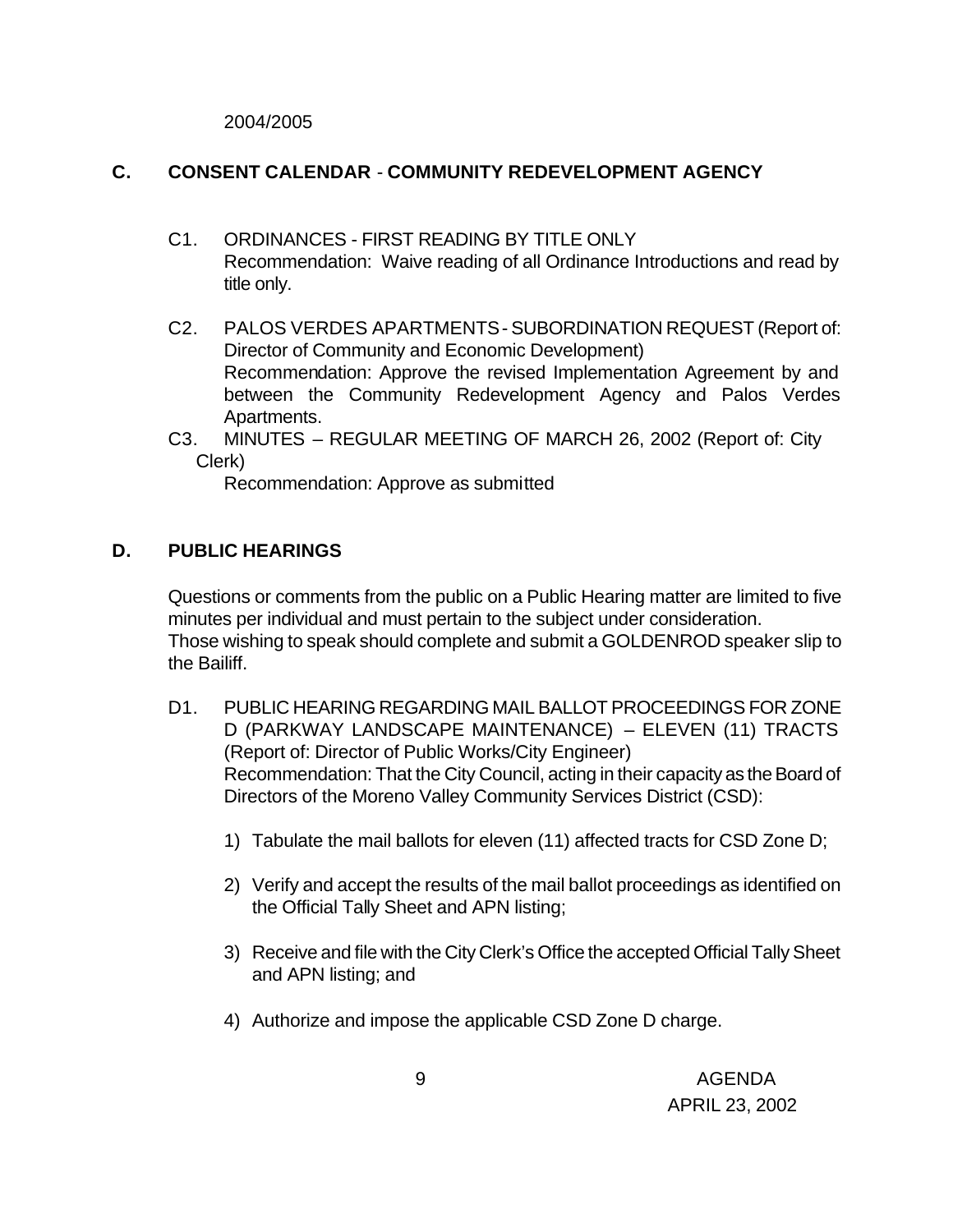2004/2005

## C. CONSENT CALENDAR - COMMUNITY REDEVELOPMENT AGENCY

C1. ORDINANCES - FIRST READING BY TITLE ONLY
Recommendation: Waive reading of all Ordinance Introductions and read by title only.

C2. PALOS VERDES APARTMENTS - SUBORDINATION REQUEST (Report of: Director of Community and Economic Development)
Recommendation: Approve the revised Implementation Agreement by and between the Community Redevelopment Agency and Palos Verdes Apartments.

C3. MINUTES – REGULAR MEETING OF MARCH 26, 2002 (Report of: City Clerk)
Recommendation: Approve as submitted

## D. PUBLIC HEARINGS

Questions or comments from the public on a Public Hearing matter are limited to five minutes per individual and must pertain to the subject under consideration.
Those wishing to speak should complete and submit a GOLDENROD speaker slip to the Bailiff.

D1. PUBLIC HEARING REGARDING MAIL BALLOT PROCEEDINGS FOR ZONE D (PARKWAY LANDSCAPE MAINTENANCE) – ELEVEN (11) TRACTS (Report of: Director of Public Works/City Engineer)
Recommendation: That the City Council, acting in their capacity as the Board of Directors of the Moreno Valley Community Services District (CSD):

1) Tabulate the mail ballots for eleven (11) affected tracts for CSD Zone D;

2) Verify and accept the results of the mail ballot proceedings as identified on the Official Tally Sheet and APN listing;

3) Receive and file with the City Clerk's Office the accepted Official Tally Sheet and APN listing; and

4) Authorize and impose the applicable CSD Zone D charge.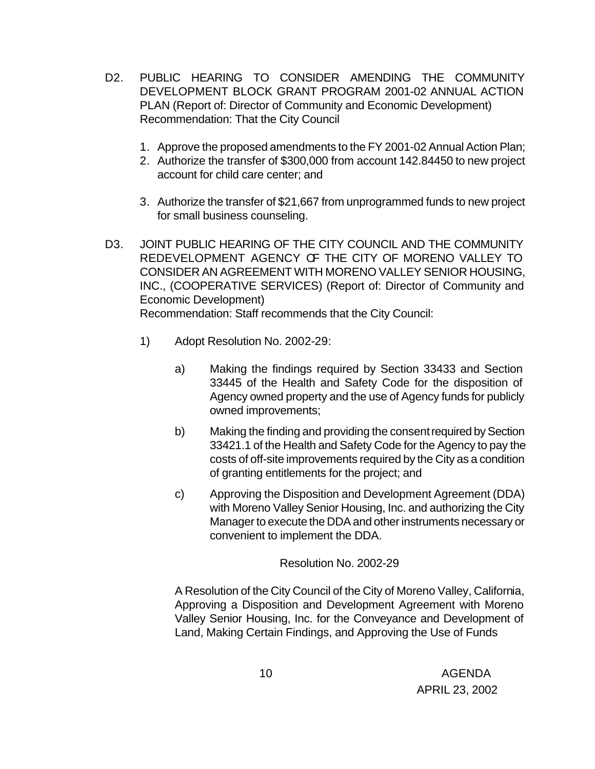D2. PUBLIC HEARING TO CONSIDER AMENDING THE COMMUNITY DEVELOPMENT BLOCK GRANT PROGRAM 2001-02 ANNUAL ACTION PLAN (Report of: Director of Community and Economic Development)
Recommendation: That the City Council

1. Approve the proposed amendments to the FY 2001-02 Annual Action Plan;
2. Authorize the transfer of $300,000 from account 142.84450 to new project account for child care center; and
3. Authorize the transfer of $21,667 from unprogrammed funds to new project for small business counseling.

D3. JOINT PUBLIC HEARING OF THE CITY COUNCIL AND THE COMMUNITY REDEVELOPMENT AGENCY OF THE CITY OF MORENO VALLEY TO CONSIDER AN AGREEMENT WITH MORENO VALLEY SENIOR HOUSING, INC., (COOPERATIVE SERVICES) (Report of: Director of Community and Economic Development)
Recommendation: Staff recommends that the City Council:

1) Adopt Resolution No. 2002-29:

   a) Making the findings required by Section 33433 and Section 33445 of the Health and Safety Code for the disposition of Agency owned property and the use of Agency funds for publicly owned improvements;

   b) Making the finding and providing the consent required by Section 33421.1 of the Health and Safety Code for the Agency to pay the costs of off-site improvements required by the City as a condition of granting entitlements for the project; and

   c) Approving the Disposition and Development Agreement (DDA) with Moreno Valley Senior Housing, Inc. and authorizing the City Manager to execute the DDA and other instruments necessary or convenient to implement the DDA.

Resolution No. 2002-29

A Resolution of the City Council of the City of Moreno Valley, California, Approving a Disposition and Development Agreement with Moreno Valley Senior Housing, Inc. for the Conveyance and Development of Land, Making Certain Findings, and Approving the Use of Funds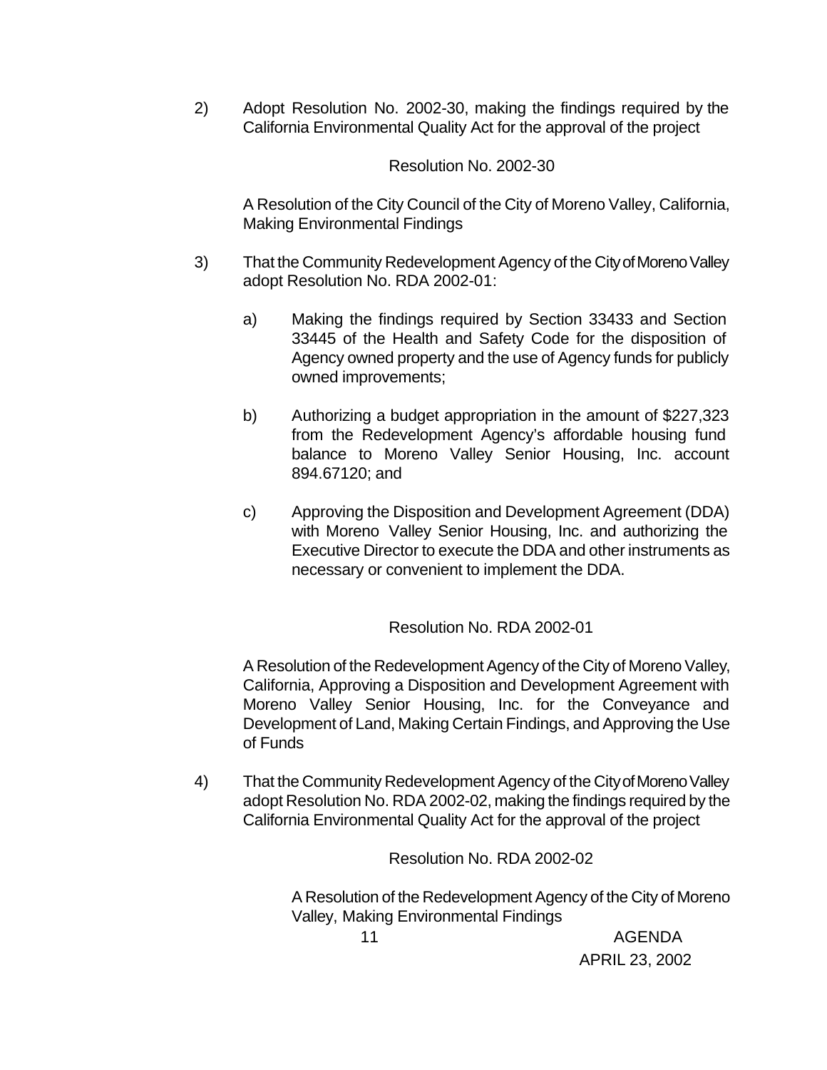2) Adopt Resolution No. 2002-30, making the findings required by the California Environmental Quality Act for the approval of the project

Resolution No. 2002-30

A Resolution of the City Council of the City of Moreno Valley, California, Making Environmental Findings

3) That the Community Redevelopment Agency of the City of Moreno Valley adopt Resolution No. RDA 2002-01:

   a) Making the findings required by Section 33433 and Section 33445 of the Health and Safety Code for the disposition of Agency owned property and the use of Agency funds for publicly owned improvements;

   b) Authorizing a budget appropriation in the amount of $227,323 from the Redevelopment Agency's affordable housing fund balance to Moreno Valley Senior Housing, Inc. account 894.67120; and

   c) Approving the Disposition and Development Agreement (DDA) with Moreno Valley Senior Housing, Inc. and authorizing the Executive Director to execute the DDA and other instruments as necessary or convenient to implement the DDA.

Resolution No. RDA 2002-01

A Resolution of the Redevelopment Agency of the City of Moreno Valley, California, Approving a Disposition and Development Agreement with Moreno Valley Senior Housing, Inc. for the Conveyance and Development of Land, Making Certain Findings, and Approving the Use of Funds

4) That the Community Redevelopment Agency of the City of Moreno Valley adopt Resolution No. RDA 2002-02, making the findings required by the California Environmental Quality Act for the approval of the project

Resolution No. RDA 2002-02

A Resolution of the Redevelopment Agency of the City of Moreno Valley, Making Environmental Findings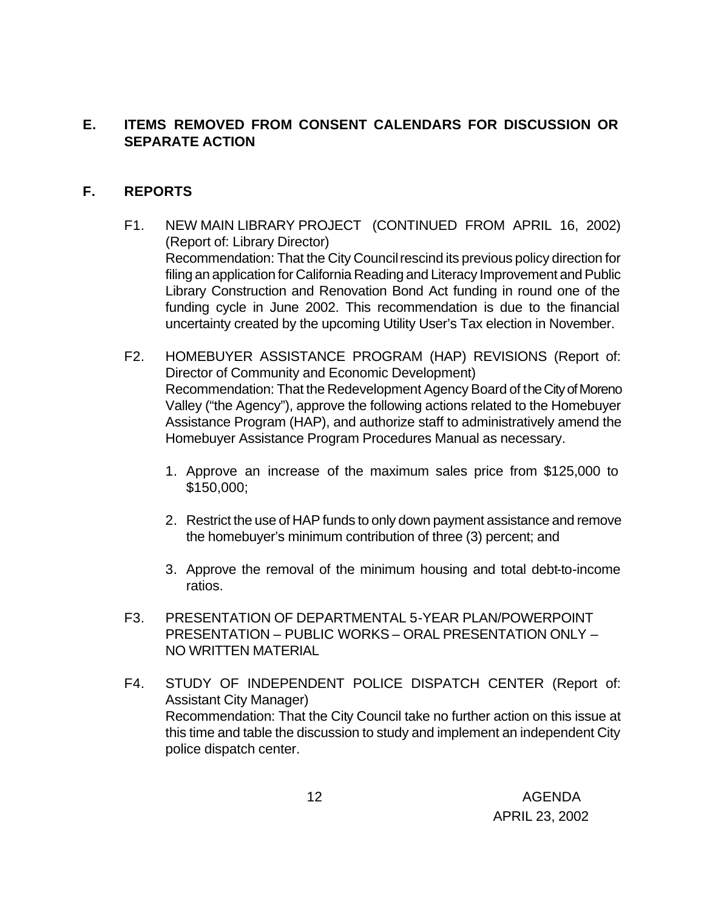## E. ITEMS REMOVED FROM CONSENT CALENDARS FOR DISCUSSION OR SEPARATE ACTION

## F. REPORTS

F1. NEW MAIN LIBRARY PROJECT (CONTINUED FROM APRIL 16, 2002) (Report of: Library Director)
Recommendation: That the City Council rescind its previous policy direction for filing an application for California Reading and Literacy Improvement and Public Library Construction and Renovation Bond Act funding in round one of the funding cycle in June 2002. This recommendation is due to the financial uncertainty created by the upcoming Utility User's Tax election in November.

F2. HOMEBUYER ASSISTANCE PROGRAM (HAP) REVISIONS (Report of: Director of Community and Economic Development)
Recommendation: That the Redevelopment Agency Board of the City of Moreno Valley ("the Agency"), approve the following actions related to the Homebuyer Assistance Program (HAP), and authorize staff to administratively amend the Homebuyer Assistance Program Procedures Manual as necessary.

1. Approve an increase of the maximum sales price from $125,000 to $150,000;
2. Restrict the use of HAP funds to only down payment assistance and remove the homebuyer's minimum contribution of three (3) percent; and
3. Approve the removal of the minimum housing and total debt-to-income ratios.

F3. PRESENTATION OF DEPARTMENTAL 5-YEAR PLAN/POWERPOINT PRESENTATION – PUBLIC WORKS – ORAL PRESENTATION ONLY – NO WRITTEN MATERIAL

F4. STUDY OF INDEPENDENT POLICE DISPATCH CENTER (Report of: Assistant City Manager)
Recommendation: That the City Council take no further action on this issue at this time and table the discussion to study and implement an independent City police dispatch center.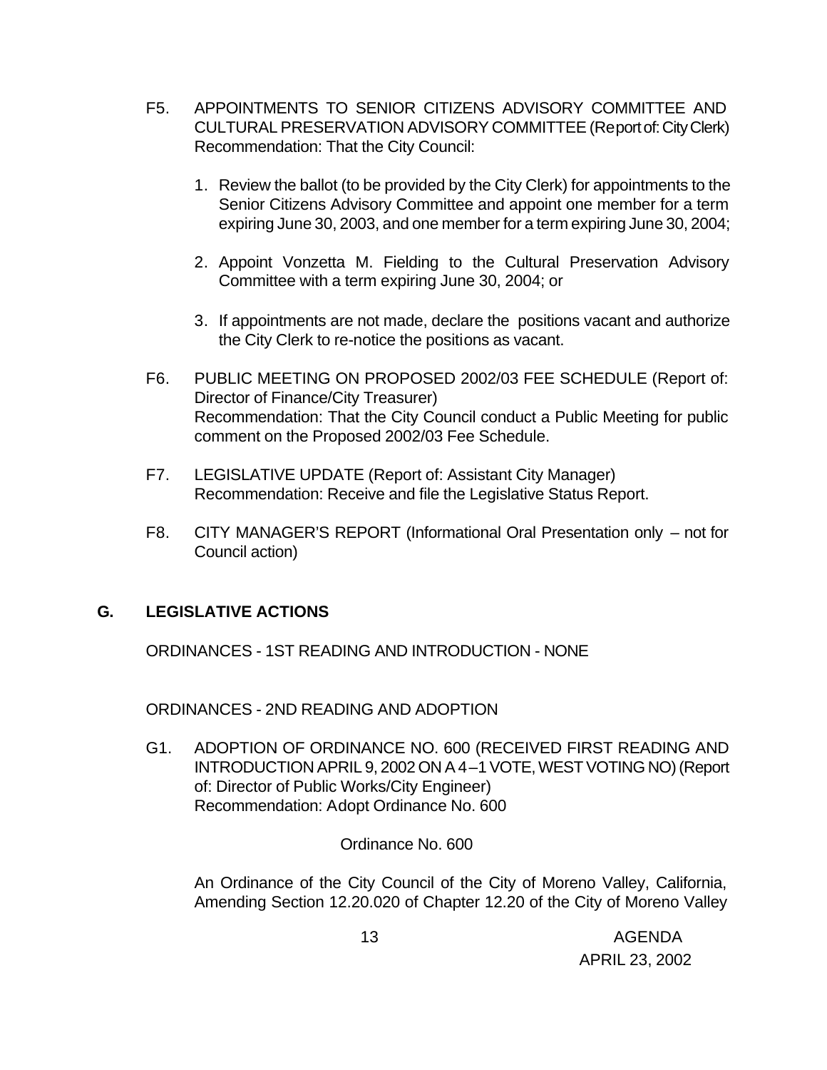F5. APPOINTMENTS TO SENIOR CITIZENS ADVISORY COMMITTEE AND CULTURAL PRESERVATION ADVISORY COMMITTEE (Report of: City Clerk)
Recommendation: That the City Council:

1. Review the ballot (to be provided by the City Clerk) for appointments to the Senior Citizens Advisory Committee and appoint one member for a term expiring June 30, 2003, and one member for a term expiring June 30, 2004;

2. Appoint Vonzetta M. Fielding to the Cultural Preservation Advisory Committee with a term expiring June 30, 2004; or

3. If appointments are not made, declare the positions vacant and authorize the City Clerk to re-notice the positions as vacant.

F6. PUBLIC MEETING ON PROPOSED 2002/03 FEE SCHEDULE (Report of: Director of Finance/City Treasurer)
Recommendation: That the City Council conduct a Public Meeting for public comment on the Proposed 2002/03 Fee Schedule.

F7. LEGISLATIVE UPDATE (Report of: Assistant City Manager)
Recommendation: Receive and file the Legislative Status Report.

F8. CITY MANAGER'S REPORT (Informational Oral Presentation only – not for Council action)

## G. LEGISLATIVE ACTIONS

ORDINANCES - 1ST READING AND INTRODUCTION - NONE

ORDINANCES - 2ND READING AND ADOPTION

G1. ADOPTION OF ORDINANCE NO. 600 (RECEIVED FIRST READING AND INTRODUCTION APRIL 9, 2002 ON A 4–1 VOTE, WEST VOTING NO) (Report of: Director of Public Works/City Engineer)
Recommendation: Adopt Ordinance No. 600

Ordinance No. 600

An Ordinance of the City Council of the City of Moreno Valley, California, Amending Section 12.20.020 of Chapter 12.20 of the City of Moreno Valley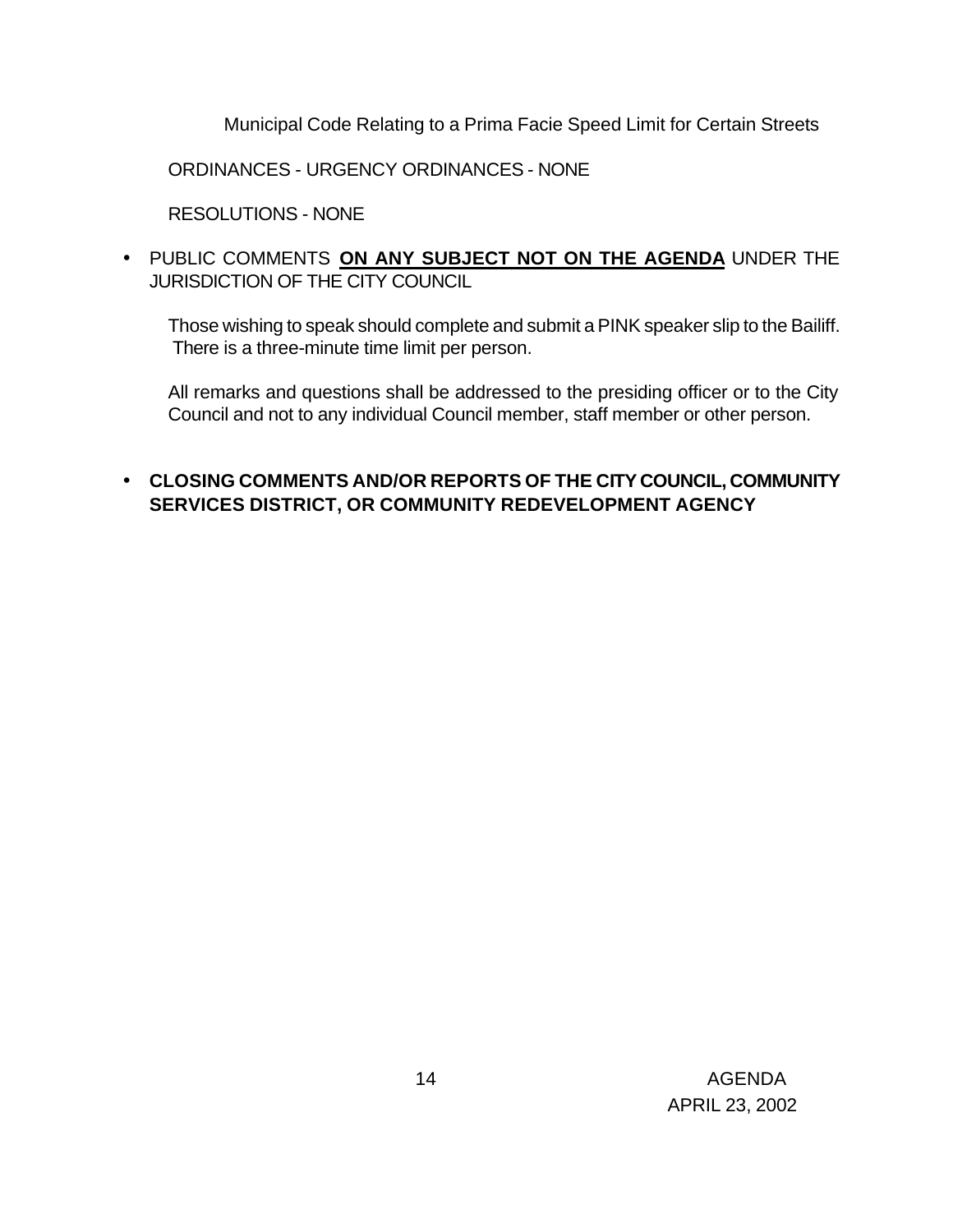Municipal Code Relating to a Prima Facie Speed Limit for Certain Streets

ORDINANCES - URGENCY ORDINANCES - NONE

RESOLUTIONS - NONE

- PUBLIC COMMENTS **ON ANY SUBJECT NOT ON THE AGENDA** UNDER THE JURISDICTION OF THE CITY COUNCIL

  Those wishing to speak should complete and submit a PINK speaker slip to the Bailiff. There is a three-minute time limit per person.

  All remarks and questions shall be addressed to the presiding officer or to the City Council and not to any individual Council member, staff member or other person.

- **CLOSING COMMENTS AND/OR REPORTS OF THE CITY COUNCIL, COMMUNITY SERVICES DISTRICT, OR COMMUNITY REDEVELOPMENT AGENCY**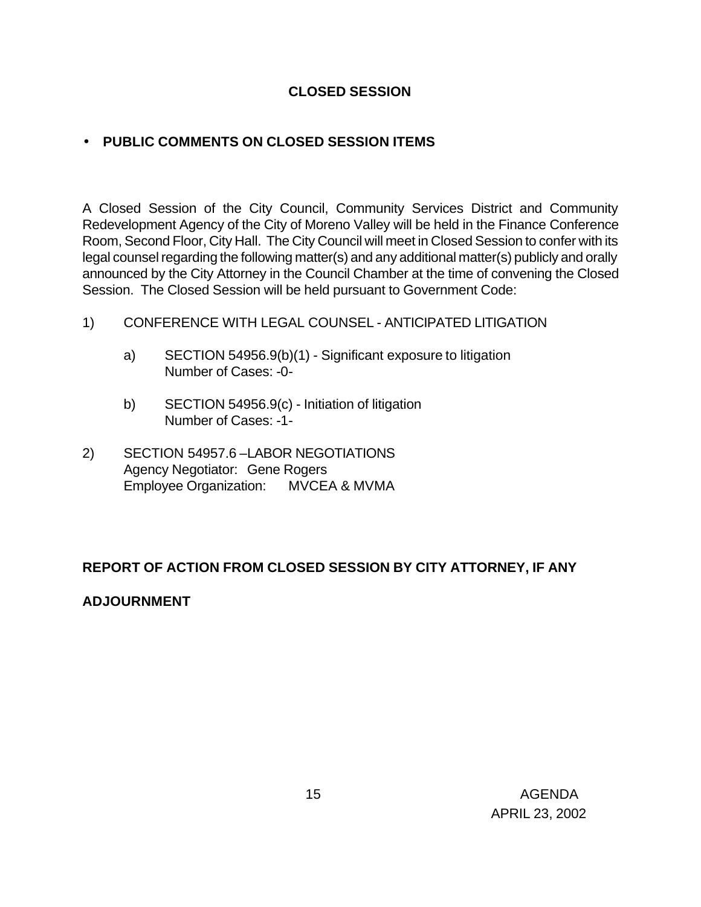## CLOSED SESSION

- **PUBLIC COMMENTS ON CLOSED SESSION ITEMS**

A Closed Session of the City Council, Community Services District and Community Redevelopment Agency of the City of Moreno Valley will be held in the Finance Conference Room, Second Floor, City Hall. The City Council will meet in Closed Session to confer with its legal counsel regarding the following matter(s) and any additional matter(s) publicly and orally announced by the City Attorney in the Council Chamber at the time of convening the Closed Session. The Closed Session will be held pursuant to Government Code:

1) CONFERENCE WITH LEGAL COUNSEL - ANTICIPATED LITIGATION

   a) SECTION 54956.9(b)(1) - Significant exposure to litigation
   Number of Cases: -0-

   b) SECTION 54956.9(c) - Initiation of litigation
   Number of Cases: -1-

2) SECTION 54957.6 –LABOR NEGOTIATIONS
   Agency Negotiator: Gene Rogers
   Employee Organization: MVCEA & MVMA

**REPORT OF ACTION FROM CLOSED SESSION BY CITY ATTORNEY, IF ANY**

**ADJOURNMENT**